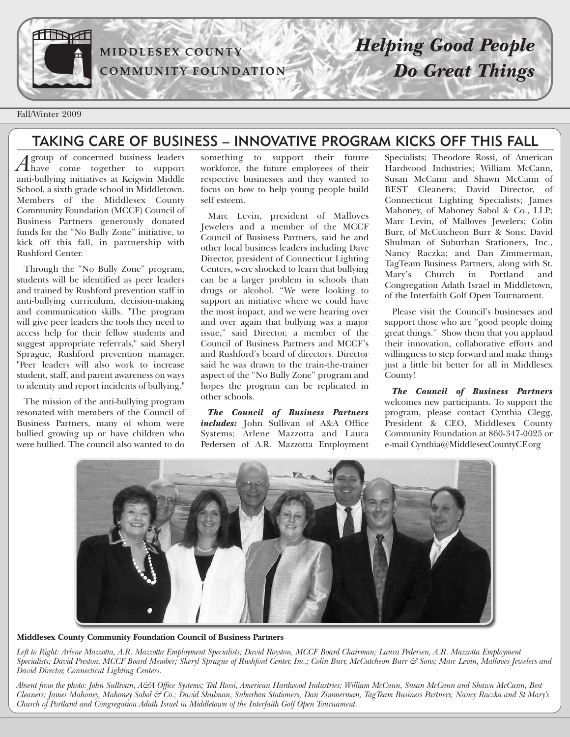MIDDLESEX COUNTY COMMUNITY FOUNDATION

*Helping Good People Do Great Things*

Fall/Winter 2009

# TAKING CARE OF BUSINESS – INNOVATIVE PROGRAM KICKS OFF THIS FALL

A group of concerned business leaders have come together to support anti-bullying initiatives at Keigwin Middle School, a sixth grade school in Middletown. Members of the Middlesex County Community Foundation (MCCF) Council of Business Partners generously donated funds for the "No Bully Zone" initiative, to kick off this fall, in partnership with Rushford Center.

Through the "No Bully Zone" program, students will be identified as peer leaders and trained by Rushford prevention staff in anti-bullying curriculum, decision-making and communication skills. "The program will give peer leaders the tools they need to access help for their fellow students and suggest appropriate referrals," said Sheryl Sprague, Rushford prevention manager. "Peer leaders will also work to increase student, staff, and parent awareness on ways to identity and report incidents of bullying."

The mission of the anti-bullying program resonated with members of the Council of Business Partners, many of whom were bullied growing up or have children who were bullied. The council also wanted to do something to support their future workforce, the future employees of their respective businesses and they wanted to focus on how to help young people build self esteem.

Marc Levin, president of Malloves Jewelers and a member of the MCCF Council of Business Partners, said he and other local business leaders including Dave Director, president of Connecticut Lighting Centers, were shocked to learn that bullying can be a larger problem in schools than drugs or alcohol. "We were looking to support an initiative where we could have the most impact, and we were hearing over and over again that bullying was a major issue," said Director, a member of the Council of Business Partners and MCCF's and Rushford's board of directors. Director said he was drawn to the train-the-trainer aspect of the "No Bully Zone" program and hopes the program can be replicated in other schools.

***The Council of Business Partners includes:*** John Sullivan of A&A Office Systems; Arlene Mazzotta and Laura Pedersen of A.R. Mazzotta Employment Specialists; Theodore Rossi, of American Hardwood Industries; William McCann, Susan McCann and Shawn McCann of BEST Cleaners; David Director, of Connecticut Lighting Specialists; James Mahoney, of Mahoney Sabol & Co., LLP; Marc Levin, of Malloves Jewelers; Colin Burr, of McCutcheon Burr & Sons; David Shulman of Suburban Stationers, Inc., Nancy Raczka; and Dan Zimmerman, TagTeam Business Partners, along with St. Mary's Church in Portland and Congregation Adath Israel in Middletown, of the Interfaith Golf Open Tournament.

Please visit the Council's businesses and support those who are "good people doing great things." Show them that you applaud their innovation, collaborative efforts and willingness to step forward and make things just a little bit better for all in Middlesex County!

***The Council of Business Partners*** welcomes new participants. To support the program, please contact Cynthia Clegg, President & CEO, Middlesex County Community Foundation at 860-347-0025 or e-mail Cynthia@MiddlesexCountyCF.org

**Middlesex County Community Foundation Council of Business Partners**

*Left to Right: Arlene Mazzotta, A.R. Mazzotta Employment Specialists; David Royston, MCCF Board Chairman; Laura Pedersen, A.R. Mazzotta Employment Specialists; David Preston, MCCF Board Member; Sheryl Sprague of Rushford Center, Inc.; Colin Burr, McCutcheon Burr & Sons; Marc Levin, Malloves Jewelers and David Director, Connecticut Lighting Centers.*

*Absent from the photo: John Sullivan, A&A Office Systems; Ted Rossi, American Hardwood Industries; William McCann, Susan McCann and Shawn McCann, Best Cleaners; James Mahoney, Mahoney Sabol & Co.; David Shulman, Suburban Stationers; Dan Zimmerman, TagTeam Business Partners; Nancy Raczka and St Mary's Church of Portland and Congregation Adath Israel in Middletown of the Interfaith Golf Open Tournament.*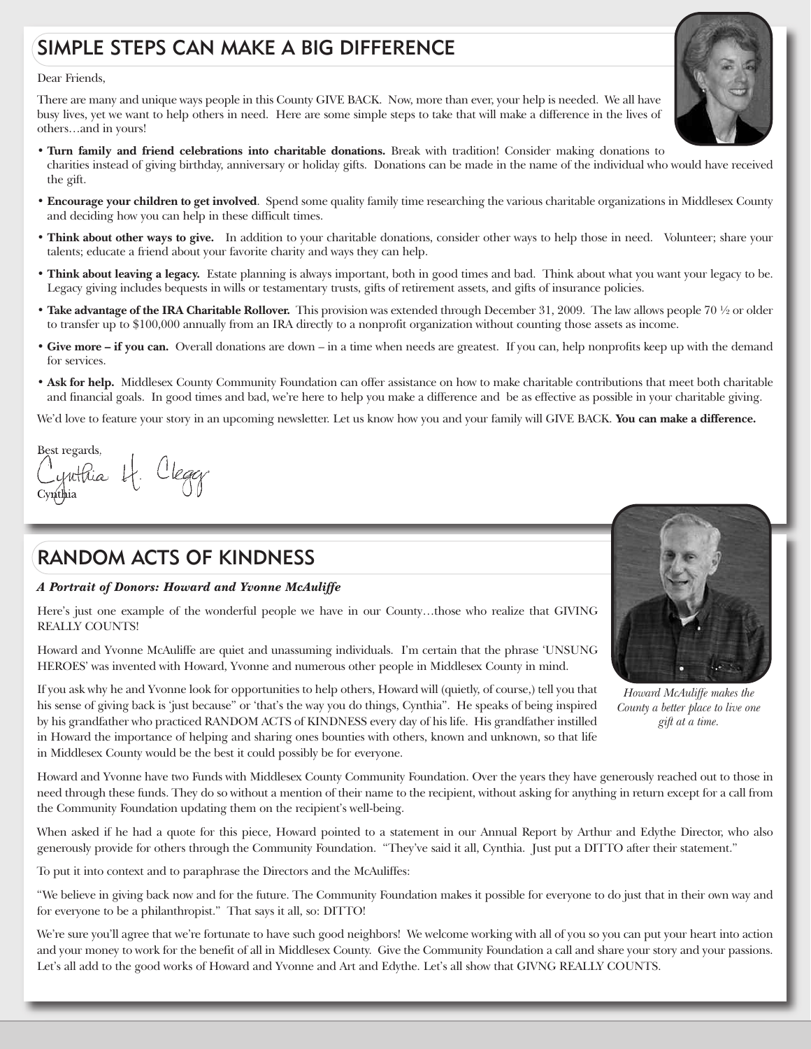## SIMPLE STEPS CAN MAKE A BIG DIFFERENCE

Dear Friends,

There are many and unique ways people in this County GIVE BACK. Now, more than ever, your help is needed. We all have busy lives, yet we want to help others in need. Here are some simple steps to take that will make a difference in the lives of others…and in yours!

- **Turn family and friend celebrations into charitable donations.** Break with tradition! Consider making donations to charities instead of giving birthday, anniversary or holiday gifts. Donations can be made in the name of the individual who would have received the gift.
- **Encourage your children to get involved**. Spend some quality family time researching the various charitable organizations in Middlesex County and deciding how you can help in these difficult times.
- **Think about other ways to give.** In addition to your charitable donations, consider other ways to help those in need. Volunteer; share your talents; educate a friend about your favorite charity and ways they can help.
- **Think about leaving a legacy.** Estate planning is always important, both in good times and bad. Think about what you want your legacy to be. Legacy giving includes bequests in wills or testamentary trusts, gifts of retirement assets, and gifts of insurance policies.
- **Take advantage of the IRA Charitable Rollover.** This provision was extended through December 31, 2009. The law allows people 70 ½ or older to transfer up to $100,000 annually from an IRA directly to a nonprofit organization without counting those assets as income.
- **Give more – if you can.** Overall donations are down – in a time when needs are greatest. If you can, help nonprofits keep up with the demand for services.
- **Ask for help.** Middlesex County Community Foundation can offer assistance on how to make charitable contributions that meet both charitable and financial goals. In good times and bad, we're here to help you make a difference and be as effective as possible in your charitable giving.

We'd love to feature your story in an upcoming newsletter. Let us know how you and your family will GIVE BACK. **You can make a difference.**

Best regards,

Cynthia H. Clegg

Cynthia

## RANDOM ACTS OF KINDNESS

***A Portrait of Donors: Howard and Yvonne McAuliffe***

Here's just one example of the wonderful people we have in our County…those who realize that GIVING REALLY COUNTS!

Howard and Yvonne McAuliffe are quiet and unassuming individuals. I'm certain that the phrase 'UNSUNG HEROES' was invented with Howard, Yvonne and numerous other people in Middlesex County in mind.

If you ask why he and Yvonne look for opportunities to help others, Howard will (quietly, of course,) tell you that his sense of giving back is 'just because" or 'that's the way you do things, Cynthia". He speaks of being inspired by his grandfather who practiced RANDOM ACTS of KINDNESS every day of his life. His grandfather instilled in Howard the importance of helping and sharing ones bounties with others, known and unknown, so that life in Middlesex County would be the best it could possibly be for everyone.

*Howard McAuliffe makes the County a better place to live one gift at a time.*

Howard and Yvonne have two Funds with Middlesex County Community Foundation. Over the years they have generously reached out to those in need through these funds. They do so without a mention of their name to the recipient, without asking for anything in return except for a call from the Community Foundation updating them on the recipient's well-being.

When asked if he had a quote for this piece, Howard pointed to a statement in our Annual Report by Arthur and Edythe Director, who also generously provide for others through the Community Foundation. "They've said it all, Cynthia. Just put a DITTO after their statement."

To put it into context and to paraphrase the Directors and the McAuliffes:

"We believe in giving back now and for the future. The Community Foundation makes it possible for everyone to do just that in their own way and for everyone to be a philanthropist." That says it all, so: DITTO!

We're sure you'll agree that we're fortunate to have such good neighbors! We welcome working with all of you so you can put your heart into action and your money to work for the benefit of all in Middlesex County. Give the Community Foundation a call and share your story and your passions. Let's all add to the good works of Howard and Yvonne and Art and Edythe. Let's all show that GIVNG REALLY COUNTS.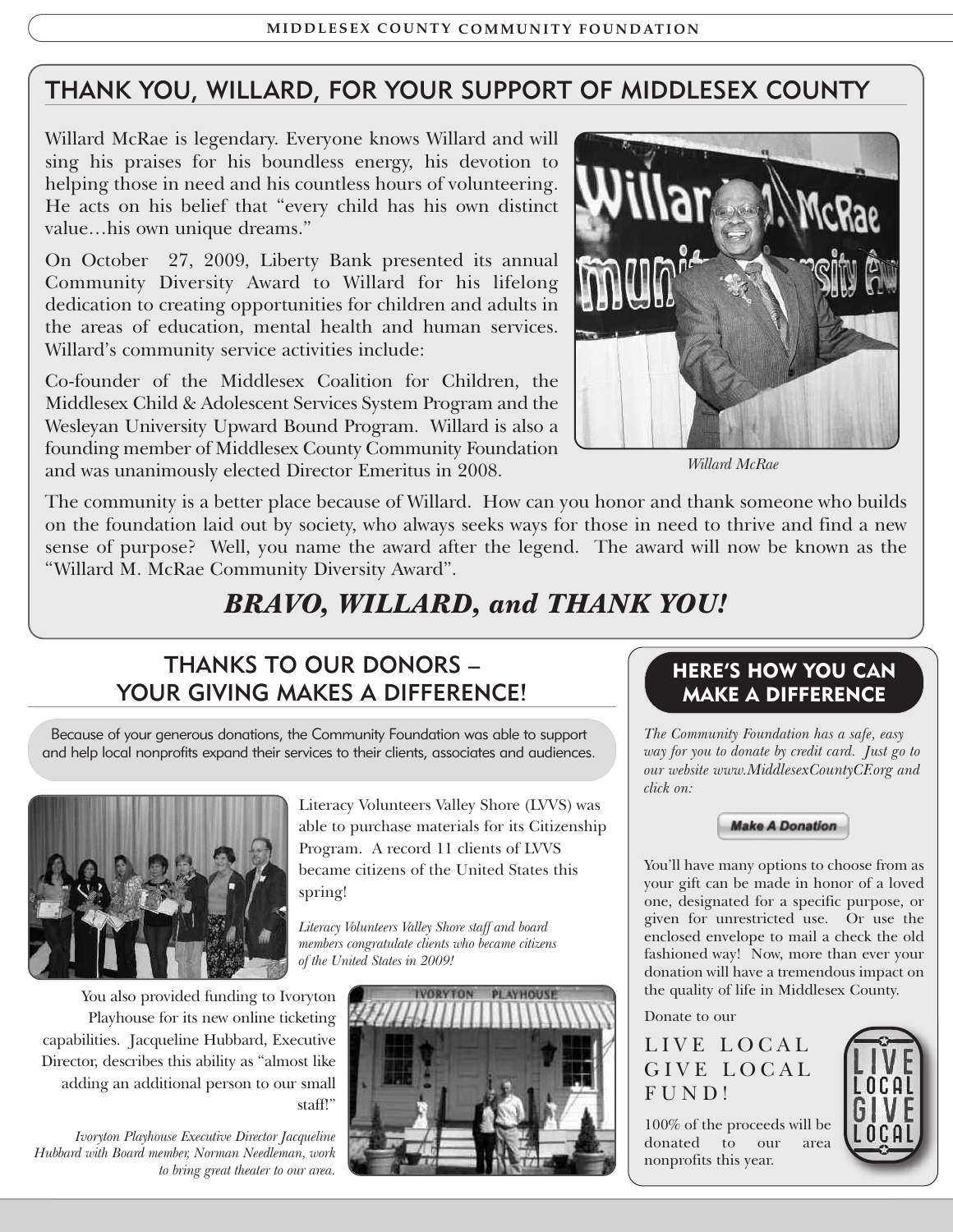## THANK YOU, WILLARD, FOR YOUR SUPPORT OF MIDDLESEX COUNTY

Willard McRae is legendary. Everyone knows Willard and will sing his praises for his boundless energy, his devotion to helping those in need and his countless hours of volunteering. He acts on his belief that "every child has his own distinct value…his own unique dreams."

On October 27, 2009, Liberty Bank presented its annual Community Diversity Award to Willard for his lifelong dedication to creating opportunities for children and adults in the areas of education, mental health and human services. Willard's community service activities include:

Co-founder of the Middlesex Coalition for Children, the Middlesex Child & Adolescent Services System Program and the Wesleyan University Upward Bound Program. Willard is also a founding member of Middlesex County Community Foundation and was unanimously elected Director Emeritus in 2008.

*Willard McRae*

The community is a better place because of Willard. How can you honor and thank someone who builds on the foundation laid out by society, who always seeks ways for those in need to thrive and find a new sense of purpose? Well, you name the award after the legend. The award will now be known as the "Willard M. McRae Community Diversity Award".

### *BRAVO, WILLARD, and THANK YOU!*

## THANKS TO OUR DONORS – YOUR GIVING MAKES A DIFFERENCE!

Because of your generous donations, the Community Foundation was able to support and help local nonprofits expand their services to their clients, associates and audiences.

Literacy Volunteers Valley Shore (LVVS) was able to purchase materials for its Citizenship Program. A record 11 clients of LVVS became citizens of the United States this spring!

*Literacy Volunteers Valley Shore staff and board members congratulate clients who became citizens of the United States in 2009!*

You also provided funding to Ivoryton Playhouse for its new online ticketing capabilities. Jacqueline Hubbard, Executive Director, describes this ability as "almost like adding an additional person to our small staff!"

*Ivoryton Playhouse Executive Director Jacqueline Hubbard with Board member, Norman Needleman, work to bring great theater to our area.*

## HERE'S HOW YOU CAN MAKE A DIFFERENCE

*The Community Foundation has a safe, easy way for you to donate by credit card. Just go to our website www.MiddlesexCountyCF.org and click on:*

**Make A Donation**

You'll have many options to choose from as your gift can be made in honor of a loved one, designated for a specific purpose, or given for unrestricted use. Or use the enclosed envelope to mail a check the old fashioned way! Now, more than ever your donation will have a tremendous impact on the quality of life in Middlesex County.

Donate to our

LIVE LOCAL GIVE LOCAL FUND!

100% of the proceeds will be donated to our area nonprofits this year.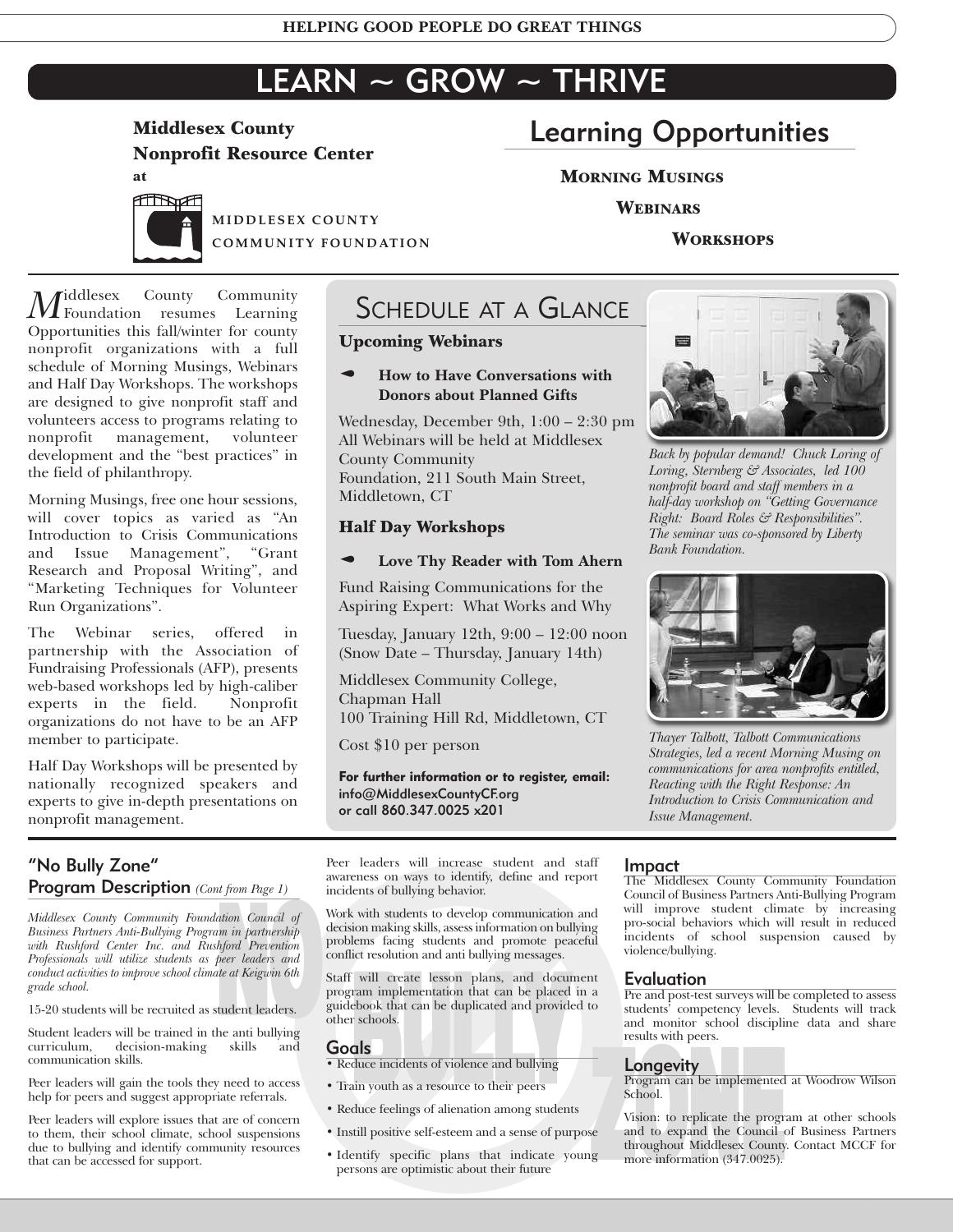# LEARN ~ GROW ~ THRIVE

**Middlesex County Nonprofit Resource Center at**

MIDDLESEX COUNTY COMMUNITY FOUNDATION

## Learning Opportunities

**MORNING MUSINGS**

**WEBINARS**

**WORKSHOPS**

Middlesex County Community Foundation resumes Learning Opportunities this fall/winter for county nonprofit organizations with a full schedule of Morning Musings, Webinars and Half Day Workshops. The workshops are designed to give nonprofit staff and volunteers access to programs relating to nonprofit management, volunteer development and the "best practices" in the field of philanthropy.

Morning Musings, free one hour sessions, will cover topics as varied as "An Introduction to Crisis Communications and Issue Management", "Grant Research and Proposal Writing", and "Marketing Techniques for Volunteer Run Organizations".

The Webinar series, offered in partnership with the Association of Fundraising Professionals (AFP), presents web-based workshops led by high-caliber experts in the field. Nonprofit organizations do not have to be an AFP member to participate.

Half Day Workshops will be presented by nationally recognized speakers and experts to give in-depth presentations on nonprofit management.

## SCHEDULE AT A GLANCE

### Upcoming Webinars

- **How to Have Conversations with Donors about Planned Gifts**

Wednesday, December 9th, 1:00 – 2:30 pm
All Webinars will be held at Middlesex County Community Foundation, 211 South Main Street, Middletown, CT

### Half Day Workshops

- **Love Thy Reader with Tom Ahern**

Fund Raising Communications for the Aspiring Expert: What Works and Why

Tuesday, January 12th, 9:00 – 12:00 noon (Snow Date – Thursday, January 14th)

Middlesex Community College, Chapman Hall
100 Training Hill Rd, Middletown, CT

Cost $10 per person

**For further information or to register, email:** info@MiddlesexCountyCF.org or call 860.347.0025 x201

*Back by popular demand! Chuck Loring of Loring, Sternberg & Associates, led 100 nonprofit board and staff members in a half-day workshop on "Getting Governance Right: Board Roles & Responsibilities". The seminar was co-sponsored by Liberty Bank Foundation.*

*Thayer Talbott, Talbott Communications Strategies, led a recent Morning Musing on communications for area nonprofits entitled, Reacting with the Right Response: An Introduction to Crisis Communication and Issue Management.*

## "No Bully Zone" Program Description *(Cont from Page 1)*

*Middlesex County Community Foundation Council of Business Partners Anti-Bullying Program in partnership with Rushford Center Inc. and Rushford Prevention Professionals will utilize students as peer leaders and conduct activities to improve school climate at Keigwin 6th grade school.*

15-20 students will be recruited as student leaders.

Student leaders will be trained in the anti bullying curriculum, decision-making skills and communication skills.

Peer leaders will gain the tools they need to access help for peers and suggest appropriate referrals.

Peer leaders will explore issues that are of concern to them, their school climate, school suspensions due to bullying and identify community resources that can be accessed for support.

Peer leaders will increase student and staff awareness on ways to identify, define and report incidents of bullying behavior.

Work with students to develop communication and decision making skills, assess information on bullying problems facing students and promote peaceful conflict resolution and anti bullying messages.

Staff will create lesson plans, and document program implementation that can be placed in a guidebook that can be duplicated and provided to other schools.

### Goals

- Reduce incidents of violence and bullying
- Train youth as a resource to their peers
- Reduce feelings of alienation among students
- Instill positive self-esteem and a sense of purpose
- Identify specific plans that indicate young persons are optimistic about their future

### Impact

The Middlesex County Community Foundation Council of Business Partners Anti-Bullying Program will improve student climate by increasing pro-social behaviors which will result in reduced incidents of school suspension caused by violence/bullying.

### Evaluation

Pre and post-test surveys will be completed to assess students' competency levels. Students will track and monitor school discipline data and share results with peers.

### Longevity

Program can be implemented at Woodrow Wilson School.

Vision: to replicate the program at other schools and to expand the Council of Business Partners throughout Middlesex County. Contact MCCF for more information (347.0025).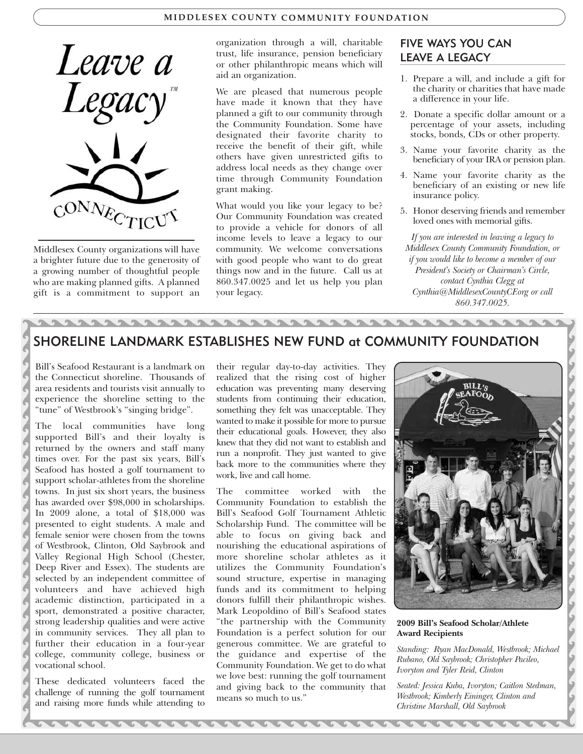Leave a Legacy™

CONNECTICUT

Middlesex County organizations will have a brighter future due to the generosity of a growing number of thoughtful people who are making planned gifts. A planned gift is a commitment to support an organization through a will, charitable trust, life insurance, pension beneficiary or other philanthropic means which will aid an organization.

We are pleased that numerous people have made it known that they have planned a gift to our community through the Community Foundation. Some have designated their favorite charity to receive the benefit of their gift, while others have given unrestricted gifts to address local needs as they change over time through Community Foundation grant making.

What would you like your legacy to be? Our Community Foundation was created to provide a vehicle for donors of all income levels to leave a legacy to our community. We welcome conversations with good people who want to do great things now and in the future. Call us at 860.347.0025 and let us help you plan your legacy.

## FIVE WAYS YOU CAN LEAVE A LEGACY

1. Prepare a will, and include a gift for the charity or charities that have made a difference in your life.
2. Donate a specific dollar amount or a percentage of your assets, including stocks, bonds, CDs or other property.
3. Name your favorite charity as the beneficiary of your IRA or pension plan.
4. Name your favorite charity as the beneficiary of an existing or new life insurance policy.
5. Honor deserving friends and remember loved ones with memorial gifts.

*If you are interested in leaving a legacy to Middlesex County Community Foundation, or if you would like to become a member of our President's Society or Chairman's Circle, contact Cynthia Clegg at Cynthia@MiddlesexCountyCF.org or call 860.347.0025.*

## SHORELINE LANDMARK ESTABLISHES NEW FUND at COMMUNITY FOUNDATION

Bill's Seafood Restaurant is a landmark on the Connecticut shoreline. Thousands of area residents and tourists visit annually to experience the shoreline setting to the "tune" of Westbrook's "singing bridge".

The local communities have long supported Bill's and their loyalty is returned by the owners and staff many times over. For the past six years, Bill's Seafood has hosted a golf tournament to support scholar-athletes from the shoreline towns. In just six short years, the business has awarded over $98,000 in scholarships. In 2009 alone, a total of $18,000 was presented to eight students. A male and female senior were chosen from the towns of Westbrook, Clinton, Old Saybrook and Valley Regional High School (Chester, Deep River and Essex). The students are selected by an independent committee of volunteers and have achieved high academic distinction, participated in a sport, demonstrated a positive character, strong leadership qualities and were active in community services. They all plan to further their education in a four-year college, community college, business or vocational school.

These dedicated volunteers faced the challenge of running the golf tournament and raising more funds while attending to their regular day-to-day activities. They realized that the rising cost of higher education was preventing many deserving students from continuing their education, something they felt was unacceptable. They wanted to make it possible for more to pursue their educational goals. However, they also knew that they did not want to establish and run a nonprofit. They just wanted to give back more to the communities where they work, live and call home.

The committee worked with the Community Foundation to establish the Bill's Seafood Golf Tournament Athletic Scholarship Fund. The committee will be able to focus on giving back and nourishing the educational aspirations of more shoreline scholar athletes as it utilizes the Community Foundation's sound structure, expertise in managing funds and its commitment to helping donors fulfill their philanthropic wishes. Mark Leopoldino of Bill's Seafood states "the partnership with the Community Foundation is a perfect solution for our generous committee. We are grateful to the guidance and expertise of the Community Foundation. We get to do what we love best: running the golf tournament and giving back to the community that means so much to us."

**2009 Bill's Seafood Scholar/Athlete Award Recipients**

*Standing: Ryan MacDonald, Westbrook; Michael Rubano, Old Saybrook; Christopher Pacileo, Ivoryton and Tyler Reid, Clinton*

*Seated: Jessica Kuba, Ivoryton; Caitlon Stedman, Westbrook; Kimberly Eininger, Clinton and Christine Marshall, Old Saybrook*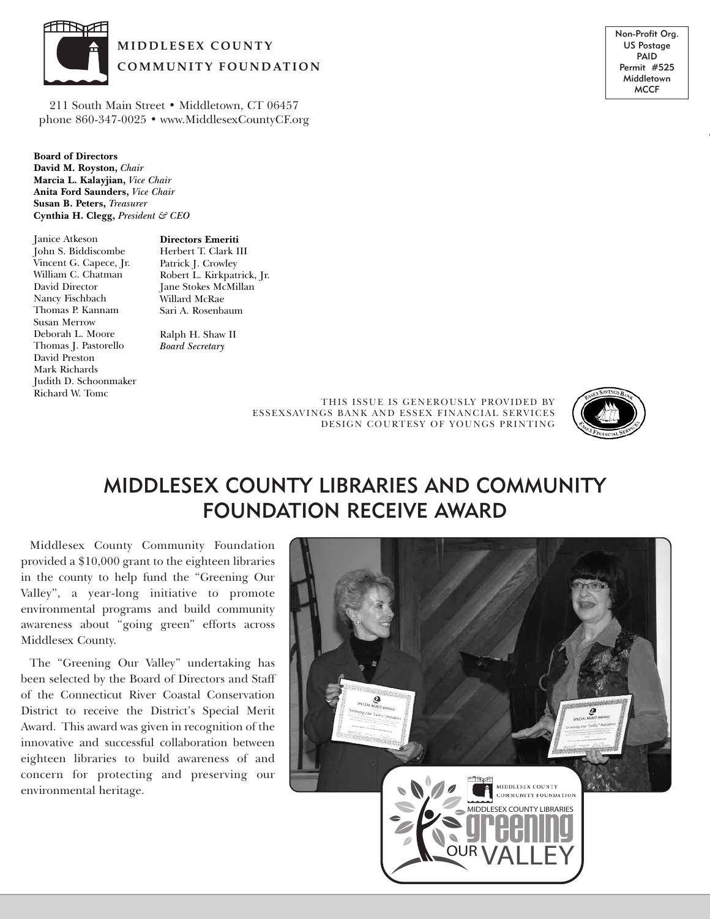MIDDLESEX COUNTY COMMUNITY FOUNDATION

211 South Main Street • Middletown, CT 06457
phone 860-347-0025 • www.MiddlesexCountyCF.org

Non-Profit Org.
US Postage
PAID
Permit #525
Middletown
MCCF

**Board of Directors**
**David M. Royston,** *Chair*
**Marcia L. Kalayjian,** *Vice Chair*
**Anita Ford Saunders,** *Vice Chair*
**Susan B. Peters,** *Treasurer*
**Cynthia H. Clegg,** *President & CEO*

Janice Atkeson
John S. Biddiscombe
Vincent G. Capece, Jr.
William C. Chatman
David Director
Nancy Fischbach
Thomas P. Kannam
Susan Merrow
Deborah L. Moore
Thomas J. Pastorello
David Preston
Mark Richards
Judith D. Schoonmaker
Richard W. Tomc

**Directors Emeriti**
Herbert T. Clark III
Patrick J. Crowley
Robert L. Kirkpatrick, Jr.
Jane Stokes McMillan
Willard McRae
Sari A. Rosenbaum

Ralph H. Shaw II
*Board Secretary*

THIS ISSUE IS GENEROUSLY PROVIDED BY
ESSEXSAVINGS BANK AND ESSEX FINANCIAL SERVICES
DESIGN COURTESY OF YOUNGS PRINTING

# MIDDLESEX COUNTY LIBRARIES AND COMMUNITY FOUNDATION RECEIVE AWARD

Middlesex County Community Foundation provided a $10,000 grant to the eighteen libraries in the county to help fund the "Greening Our Valley", a year-long initiative to promote environmental programs and build community awareness about "going green" efforts across Middlesex County.

The "Greening Our Valley" undertaking has been selected by the Board of Directors and Staff of the Connecticut River Coastal Conservation District to receive the District's Special Merit Award. This award was given in recognition of the innovative and successful collaboration between eighteen libraries to build awareness of and concern for protecting and preserving our environmental heritage.